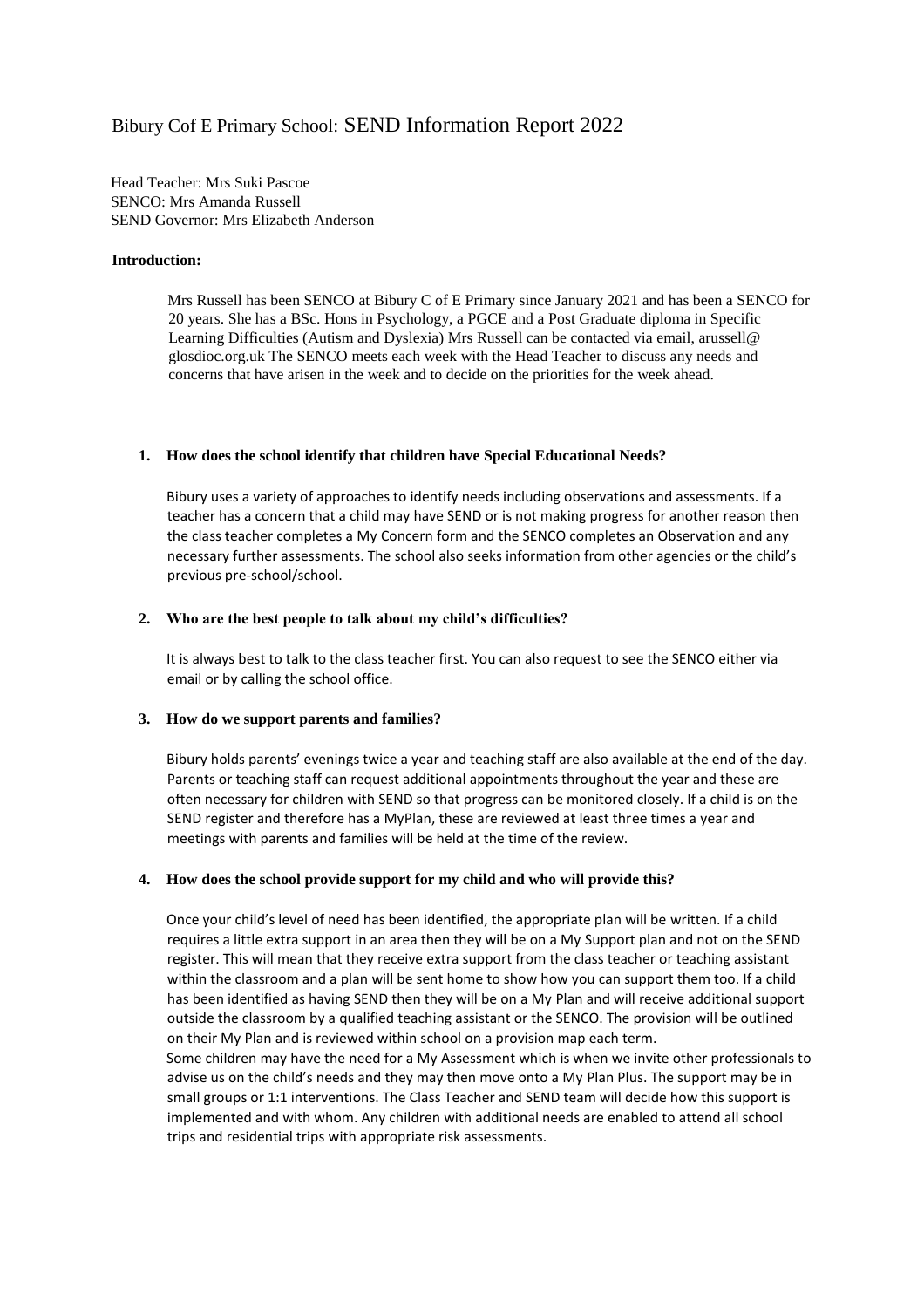# Bibury Cof E Primary School: SEND Information Report 2022

Head Teacher: Mrs Suki Pascoe
SENCO: Mrs Amanda Russell
SEND Governor: Mrs Elizabeth Anderson

**Introduction:**

Mrs Russell has been SENCO at Bibury C of E Primary since January 2021 and has been a SENCO for 20 years. She has a BSc. Hons in Psychology, a PGCE and a Post Graduate diploma in Specific Learning Difficulties (Autism and Dyslexia) Mrs Russell can be contacted via email, arussell@ glosdioc.org.uk The SENCO meets each week with the Head Teacher to discuss any needs and concerns that have arisen in the week and to decide on the priorities for the week ahead.

**1. How does the school identify that children have Special Educational Needs?**

Bibury uses a variety of approaches to identify needs including observations and assessments. If a teacher has a concern that a child may have SEND or is not making progress for another reason then the class teacher completes a My Concern form and the SENCO completes an Observation and any necessary further assessments. The school also seeks information from other agencies or the child's previous pre-school/school.

**2. Who are the best people to talk about my child's difficulties?**

It is always best to talk to the class teacher first. You can also request to see the SENCO either via email or by calling the school office.

**3. How do we support parents and families?**

Bibury holds parents' evenings twice a year and teaching staff are also available at the end of the day. Parents or teaching staff can request additional appointments throughout the year and these are often necessary for children with SEND so that progress can be monitored closely. If a child is on the SEND register and therefore has a MyPlan, these are reviewed at least three times a year and meetings with parents and families will be held at the time of the review.

**4. How does the school provide support for my child and who will provide this?**

Once your child's level of need has been identified, the appropriate plan will be written. If a child requires a little extra support in an area then they will be on a My Support plan and not on the SEND register. This will mean that they receive extra support from the class teacher or teaching assistant within the classroom and a plan will be sent home to show how you can support them too. If a child has been identified as having SEND then they will be on a My Plan and will receive additional support outside the classroom by a qualified teaching assistant or the SENCO. The provision will be outlined on their My Plan and is reviewed within school on a provision map each term.
Some children may have the need for a My Assessment which is when we invite other professionals to advise us on the child's needs and they may then move onto a My Plan Plus. The support may be in small groups or 1:1 interventions. The Class Teacher and SEND team will decide how this support is implemented and with whom. Any children with additional needs are enabled to attend all school trips and residential trips with appropriate risk assessments.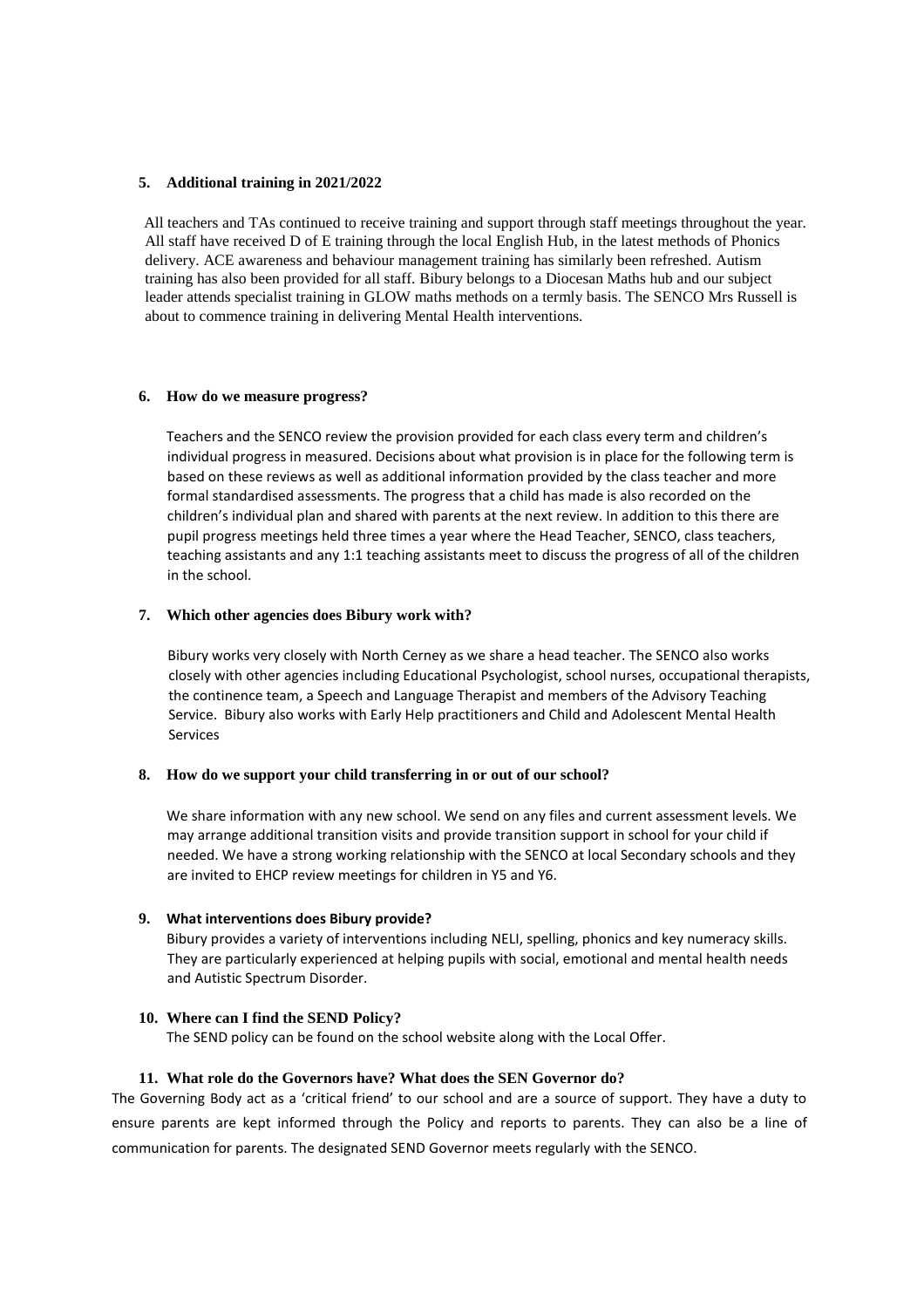### 5. Additional training in 2021/2022

All teachers and TAs continued to receive training and support through staff meetings throughout the year. All staff have received D of E training through the local English Hub, in the latest methods of Phonics delivery. ACE awareness and behaviour management training has similarly been refreshed. Autism training has also been provided for all staff. Bibury belongs to a Diocesan Maths hub and our subject leader attends specialist training in GLOW maths methods on a termly basis. The SENCO Mrs Russell is about to commence training in delivering Mental Health interventions.

### 6. How do we measure progress?

Teachers and the SENCO review the provision provided for each class every term and children's individual progress in measured. Decisions about what provision is in place for the following term is based on these reviews as well as additional information provided by the class teacher and more formal standardised assessments. The progress that a child has made is also recorded on the children's individual plan and shared with parents at the next review. In addition to this there are pupil progress meetings held three times a year where the Head Teacher, SENCO, class teachers, teaching assistants and any 1:1 teaching assistants meet to discuss the progress of all of the children in the school.

### 7. Which other agencies does Bibury work with?

Bibury works very closely with North Cerney as we share a head teacher. The SENCO also works closely with other agencies including Educational Psychologist, school nurses, occupational therapists, the continence team, a Speech and Language Therapist and members of the Advisory Teaching Service. Bibury also works with Early Help practitioners and Child and Adolescent Mental Health Services

### 8. How do we support your child transferring in or out of our school?

We share information with any new school. We send on any files and current assessment levels. We may arrange additional transition visits and provide transition support in school for your child if needed. We have a strong working relationship with the SENCO at local Secondary schools and they are invited to EHCP review meetings for children in Y5 and Y6.

### 9. What interventions does Bibury provide?

Bibury provides a variety of interventions including NELI, spelling, phonics and key numeracy skills. They are particularly experienced at helping pupils with social, emotional and mental health needs and Autistic Spectrum Disorder.

### 10. Where can I find the SEND Policy?

The SEND policy can be found on the school website along with the Local Offer.

### 11. What role do the Governors have? What does the SEN Governor do?

The Governing Body act as a 'critical friend' to our school and are a source of support. They have a duty to ensure parents are kept informed through the Policy and reports to parents. They can also be a line of communication for parents. The designated SEND Governor meets regularly with the SENCO.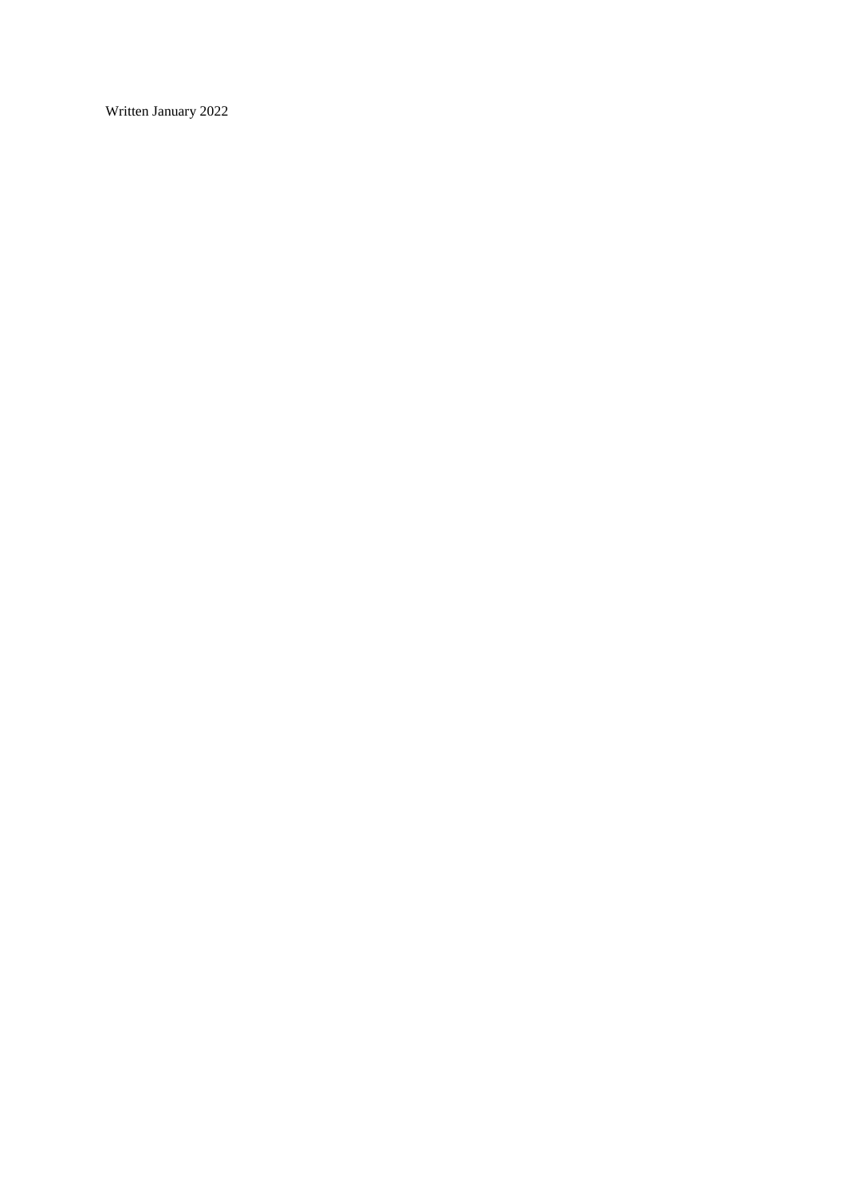Written January 2022